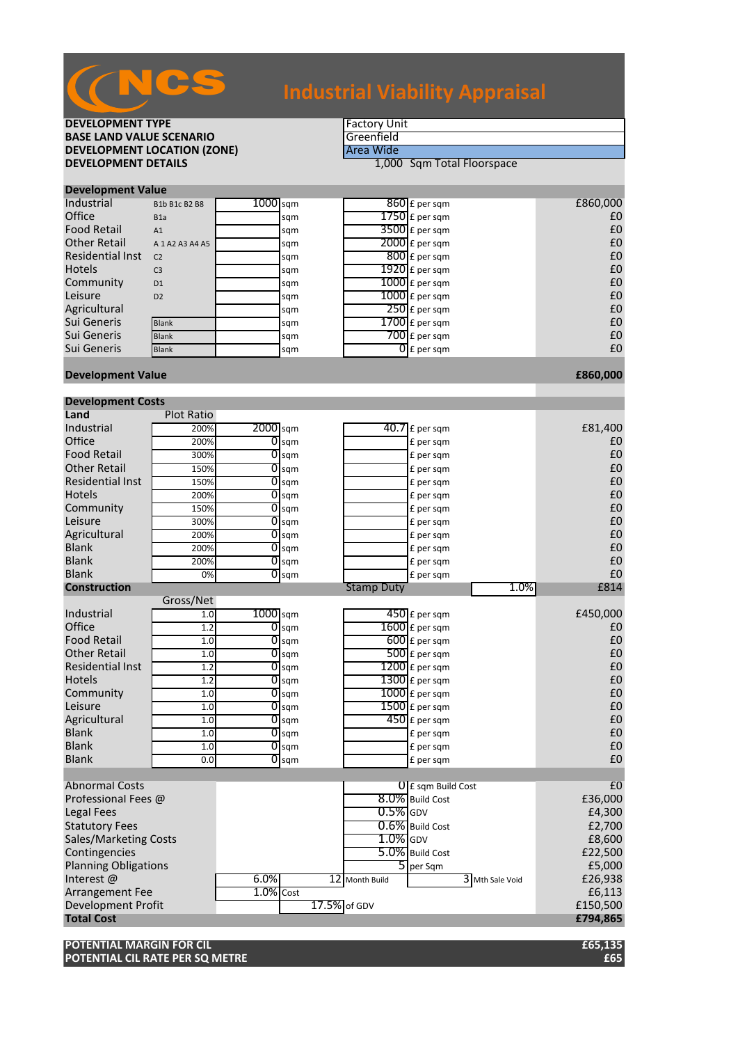# NCS Industrial Viability Appraisal

| | |
|---|---|
| **DEVELOPMENT TYPE** | Factory Unit |
| **BASE LAND VALUE SCENARIO** | Greenfield |
| **DEVELOPMENT LOCATION (ZONE)** | Area Wide |
| **DEVELOPMENT DETAILS** | 1,000 Sqm Total Floorspace |

## Development Value

| | | | | | | |
|---|---|---|---|---|---|---|
| Industrial | B1b B1c B2 B8 | 1000 | sqm | 860 | £ per sqm | £860,000 |
| Office | B1a | | sqm | 1750 | £ per sqm | £0 |
| Food Retail | A1 | | sqm | 3500 | £ per sqm | £0 |
| Other Retail | A 1 A2 A3 A4 A5 | | sqm | 2000 | £ per sqm | £0 |
| Residential Inst | C2 | | sqm | 800 | £ per sqm | £0 |
| Hotels | C3 | | sqm | 1920 | £ per sqm | £0 |
| Community | D1 | | sqm | 1000 | £ per sqm | £0 |
| Leisure | D2 | | sqm | 1000 | £ per sqm | £0 |
| Agricultural | | | sqm | 250 | £ per sqm | £0 |
| Sui Generis | Blank | | sqm | 1700 | £ per sqm | £0 |
| Sui Generis | Blank | | sqm | 700 | £ per sqm | £0 |
| Sui Generis | Blank | | sqm | 0 | £ per sqm | £0 |
| **Development Value** | | | | | | **£860,000** |

## Development Costs

| | | | | | | |
|---|---|---|---|---|---|---|
| **Land** | Plot Ratio | | | | | |
| Industrial | 200% | 2000 | sqm | 40.7 | £ per sqm | £81,400 |
| Office | 200% | 0 | sqm | | £ per sqm | £0 |
| Food Retail | 300% | 0 | sqm | | £ per sqm | £0 |
| Other Retail | 150% | 0 | sqm | | £ per sqm | £0 |
| Residential Inst | 150% | 0 | sqm | | £ per sqm | £0 |
| Hotels | 200% | 0 | sqm | | £ per sqm | £0 |
| Community | 150% | 0 | sqm | | £ per sqm | £0 |
| Leisure | 300% | 0 | sqm | | £ per sqm | £0 |
| Agricultural | 200% | 0 | sqm | | £ per sqm | £0 |
| Blank | 200% | 0 | sqm | | £ per sqm | £0 |
| Blank | 200% | 0 | sqm | | £ per sqm | £0 |
| Blank | 0% | 0 | sqm | | £ per sqm | £0 |
| **Construction** | | | | Stamp Duty | 1.0% | £814 |
| | Gross/Net | | | | | |
| Industrial | 1.0 | 1000 | sqm | 450 | £ per sqm | £450,000 |
| Office | 1.2 | 0 | sqm | 1600 | £ per sqm | £0 |
| Food Retail | 1.0 | 0 | sqm | 600 | £ per sqm | £0 |
| Other Retail | 1.0 | 0 | sqm | 500 | £ per sqm | £0 |
| Residential Inst | 1.2 | 0 | sqm | 1200 | £ per sqm | £0 |
| Hotels | 1.2 | 0 | sqm | 1300 | £ per sqm | £0 |
| Community | 1.0 | 0 | sqm | 1000 | £ per sqm | £0 |
| Leisure | 1.0 | 0 | sqm | 1500 | £ per sqm | £0 |
| Agricultural | 1.0 | 0 | sqm | 450 | £ per sqm | £0 |
| Blank | 1.0 | 0 | sqm | | £ per sqm | £0 |
| Blank | 1.0 | 0 | sqm | | £ per sqm | £0 |
| Blank | 0.0 | 0 | sqm | | £ per sqm | £0 |

| | | | | | | |
|---|---|---|---|---|---|---|
| Abnormal Costs | | | 0 | £ sqm Build Cost | | £0 |
| Professional Fees @ | | | 8.0% | Build Cost | | £36,000 |
| Legal Fees | | | 0.5% | GDV | | £4,300 |
| Statutory Fees | | | 0.6% | Build Cost | | £2,700 |
| Sales/Marketing Costs | | | 1.0% | GDV | | £8,600 |
| Contingencies | | | 5.0% | Build Cost | | £22,500 |
| Planning Obligations | | | 5 | per Sqm | | £5,000 |
| Interest @ | 6.0% | 12 | Month Build | 3 | Mth Sale Void | £26,938 |
| Arrangement Fee | 1.0% | Cost | | | | £6,113 |
| Development Profit | | 17.5% | of GDV | | | £150,500 |
| **Total Cost** | | | | | | **£794,865** |

| | |
|---|---|
| **POTENTIAL MARGIN FOR CIL** | **£65,135** |
| **POTENTIAL CIL RATE PER SQ METRE** | **£65** |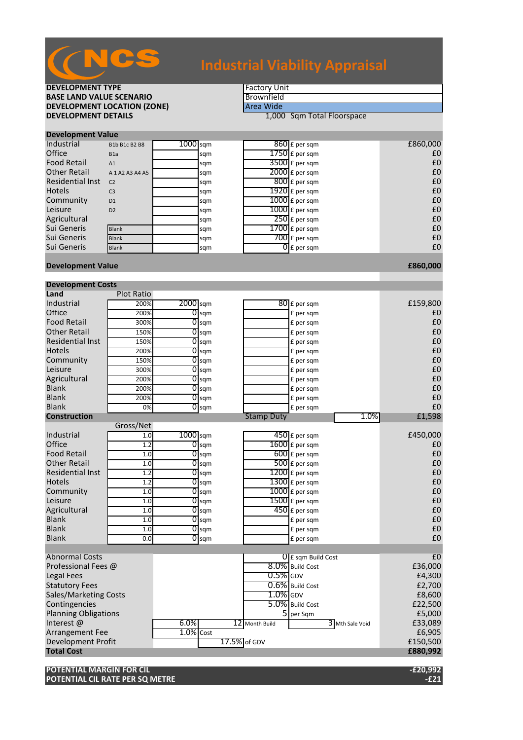# NCS Industrial Viability Appraisal

| | |
|---|---|
| **DEVELOPMENT TYPE** | Factory Unit |
| **BASE LAND VALUE SCENARIO** | Brownfield |
| **DEVELOPMENT LOCATION (ZONE)** | Area Wide |
| **DEVELOPMENT DETAILS** | 1,000 Sqm Total Floorspace |

**Development Value**

| | | | | | | |
|---|---|---|---|---|---|---|
| Industrial | B1b B1c B2 B8 | 1000 | sqm | 860 | £ per sqm | £860,000 |
| Office | B1a | | sqm | 1750 | £ per sqm | £0 |
| Food Retail | A1 | | sqm | 3500 | £ per sqm | £0 |
| Other Retail | A 1 A2 A3 A4 A5 | | sqm | 2000 | £ per sqm | £0 |
| Residential Inst | C2 | | sqm | 800 | £ per sqm | £0 |
| Hotels | C3 | | sqm | 1920 | £ per sqm | £0 |
| Community | D1 | | sqm | 1000 | £ per sqm | £0 |
| Leisure | D2 | | sqm | 1000 | £ per sqm | £0 |
| Agricultural | | | sqm | 250 | £ per sqm | £0 |
| Sui Generis | Blank | | sqm | 1700 | £ per sqm | £0 |
| Sui Generis | Blank | | sqm | 700 | £ per sqm | £0 |
| Sui Generis | Blank | | sqm | 0 | £ per sqm | £0 |

**Development Value** **£860,000**

**Development Costs**

| Land | Plot Ratio | | | | | |
|---|---|---|---|---|---|---|
| Industrial | 200% | 2000 | sqm | 80 | £ per sqm | £159,800 |
| Office | 200% | 0 | sqm | | £ per sqm | £0 |
| Food Retail | 300% | 0 | sqm | | £ per sqm | £0 |
| Other Retail | 150% | 0 | sqm | | £ per sqm | £0 |
| Residential Inst | 150% | 0 | sqm | | £ per sqm | £0 |
| Hotels | 200% | 0 | sqm | | £ per sqm | £0 |
| Community | 150% | 0 | sqm | | £ per sqm | £0 |
| Leisure | 300% | 0 | sqm | | £ per sqm | £0 |
| Agricultural | 200% | 0 | sqm | | £ per sqm | £0 |
| Blank | 200% | 0 | sqm | | £ per sqm | £0 |
| Blank | 200% | 0 | sqm | | £ per sqm | £0 |
| Blank | 0% | 0 | sqm | | £ per sqm | £0 |
| **Construction** | | | | Stamp Duty | 1.0% | £1,598 |

| | Gross/Net | | | | | |
|---|---|---|---|---|---|---|
| Industrial | 1.0 | 1000 | sqm | 450 | £ per sqm | £450,000 |
| Office | 1.2 | 0 | sqm | 1600 | £ per sqm | £0 |
| Food Retail | 1.0 | 0 | sqm | 600 | £ per sqm | £0 |
| Other Retail | 1.0 | 0 | sqm | 500 | £ per sqm | £0 |
| Residential Inst | 1.2 | 0 | sqm | 1200 | £ per sqm | £0 |
| Hotels | 1.2 | 0 | sqm | 1300 | £ per sqm | £0 |
| Community | 1.0 | 0 | sqm | 1000 | £ per sqm | £0 |
| Leisure | 1.0 | 0 | sqm | 1500 | £ per sqm | £0 |
| Agricultural | 1.0 | 0 | sqm | 450 | £ per sqm | £0 |
| Blank | 1.0 | 0 | sqm | | £ per sqm | £0 |
| Blank | 1.0 | 0 | sqm | | £ per sqm | £0 |
| Blank | 0.0 | 0 | sqm | | £ per sqm | £0 |

| | | | | | |
|---|---|---|---|---|---|
| Abnormal Costs | | | 0 | £ sqm Build Cost | £0 |
| Professional Fees @ | | | 8.0% | Build Cost | £36,000 |
| Legal Fees | | | 0.5% | GDV | £4,300 |
| Statutory Fees | | | 0.6% | Build Cost | £2,700 |
| Sales/Marketing Costs | | | 1.0% | GDV | £8,600 |
| Contingencies | | | 5.0% | Build Cost | £22,500 |
| Planning Obligations | | | 5 | per Sqm | £5,000 |
| Interest @ | 6.0% | 12 Month Build | | 3 Mth Sale Void | £33,089 |
| Arrangement Fee | 1.0% | Cost | | | £6,905 |
| Development Profit | | 17.5% of GDV | | | £150,500 |
| **Total Cost** | | | | | **£880,992** |

| | |
|---|---|
| **POTENTIAL MARGIN FOR CIL** | **-£20,992** |
| **POTENTIAL CIL RATE PER SQ METRE** | **-£21** |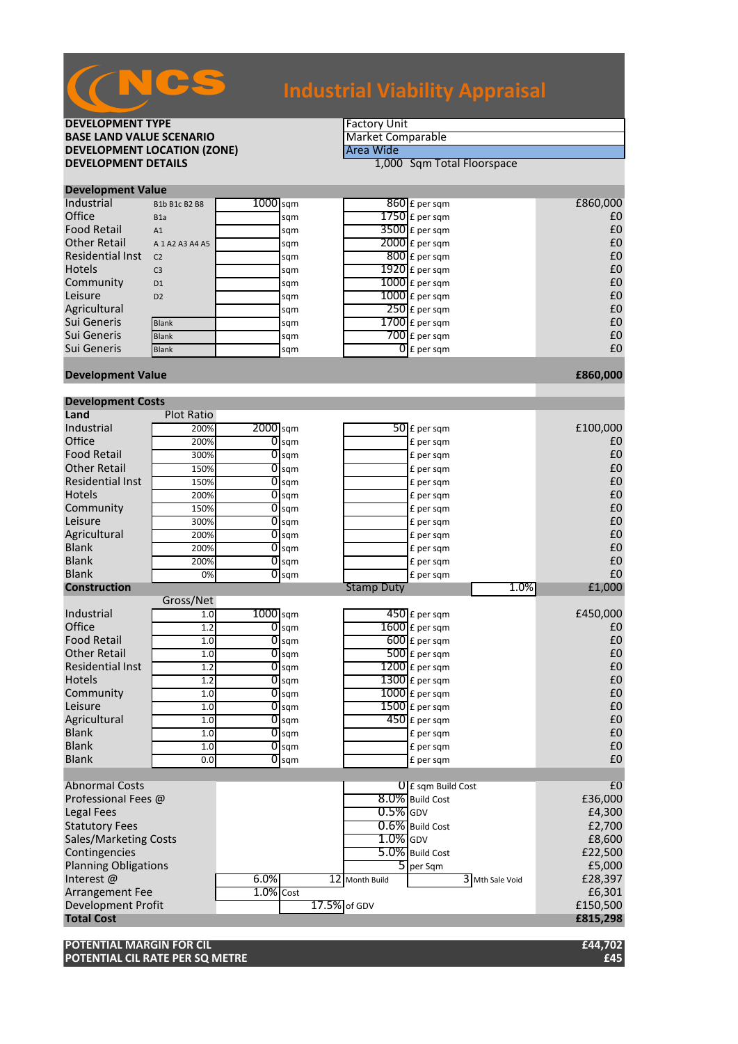# NCS Industrial Viability Appraisal

| | |
|---|---|
| **DEVELOPMENT TYPE** | Factory Unit |
| **BASE LAND VALUE SCENARIO** | Market Comparable |
| **DEVELOPMENT LOCATION (ZONE)** | Area Wide |
| **DEVELOPMENT DETAILS** | 1,000 Sqm Total Floorspace |

## Development Value

| | | | | | | |
|---|---|---|---|---|---|---|
| Industrial | B1b B1c B2 B8 | 1000 | sqm | 860 | £ per sqm | £860,000 |
| Office | B1a | | sqm | 1750 | £ per sqm | £0 |
| Food Retail | A1 | | sqm | 3500 | £ per sqm | £0 |
| Other Retail | A 1 A2 A3 A4 A5 | | sqm | 2000 | £ per sqm | £0 |
| Residential Inst | C2 | | sqm | 800 | £ per sqm | £0 |
| Hotels | C3 | | sqm | 1920 | £ per sqm | £0 |
| Community | D1 | | sqm | 1000 | £ per sqm | £0 |
| Leisure | D2 | | sqm | 1000 | £ per sqm | £0 |
| Agricultural | | | sqm | 250 | £ per sqm | £0 |
| Sui Generis | Blank | | sqm | 1700 | £ per sqm | £0 |
| Sui Generis | Blank | | sqm | 700 | £ per sqm | £0 |
| Sui Generis | Blank | | sqm | 0 | £ per sqm | £0 |
| **Development Value** | | | | | | **£860,000** |

## Development Costs

| | | | | | | | |
|---|---|---|---|---|---|---|---|
| **Land** | Plot Ratio | | | | | | |
| Industrial | 200% | 2000 | sqm | 50 | £ per sqm | | £100,000 |
| Office | 200% | 0 | sqm | | £ per sqm | | £0 |
| Food Retail | 300% | 0 | sqm | | £ per sqm | | £0 |
| Other Retail | 150% | 0 | sqm | | £ per sqm | | £0 |
| Residential Inst | 150% | 0 | sqm | | £ per sqm | | £0 |
| Hotels | 200% | 0 | sqm | | £ per sqm | | £0 |
| Community | 150% | 0 | sqm | | £ per sqm | | £0 |
| Leisure | 300% | 0 | sqm | | £ per sqm | | £0 |
| Agricultural | 200% | 0 | sqm | | £ per sqm | | £0 |
| Blank | 200% | 0 | sqm | | £ per sqm | | £0 |
| Blank | 200% | 0 | sqm | | £ per sqm | | £0 |
| Blank | 0% | 0 | sqm | | £ per sqm | | £0 |
| **Construction** | | | | Stamp Duty | | 1.0% | £1,000 |
| | Gross/Net | | | | | | |
| Industrial | 1.0 | 1000 | sqm | 450 | £ per sqm | | £450,000 |
| Office | 1.2 | 0 | sqm | 1600 | £ per sqm | | £0 |
| Food Retail | 1.0 | 0 | sqm | 600 | £ per sqm | | £0 |
| Other Retail | 1.0 | 0 | sqm | 500 | £ per sqm | | £0 |
| Residential Inst | 1.2 | 0 | sqm | 1200 | £ per sqm | | £0 |
| Hotels | 1.2 | 0 | sqm | 1300 | £ per sqm | | £0 |
| Community | 1.0 | 0 | sqm | 1000 | £ per sqm | | £0 |
| Leisure | 1.0 | 0 | sqm | 1500 | £ per sqm | | £0 |
| Agricultural | 1.0 | 0 | sqm | 450 | £ per sqm | | £0 |
| Blank | 1.0 | 0 | sqm | | £ per sqm | | £0 |
| Blank | 1.0 | 0 | sqm | | £ per sqm | | £0 |
| Blank | 0.0 | 0 | sqm | | £ per sqm | | £0 |

| | | | | | | |
|---|---|---|---|---|---|---|
| Abnormal Costs | | | 0 | £ sqm Build Cost | | £0 |
| Professional Fees @ | | | 8.0% | Build Cost | | £36,000 |
| Legal Fees | | | 0.5% | GDV | | £4,300 |
| Statutory Fees | | | 0.6% | Build Cost | | £2,700 |
| Sales/Marketing Costs | | | 1.0% | GDV | | £8,600 |
| Contingencies | | | 5.0% | Build Cost | | £22,500 |
| Planning Obligations | | | 5 | per Sqm | | £5,000 |
| Interest @ | 6.0% | 12 Month Build | | 3 Mth Sale Void | | £28,397 |
| Arrangement Fee | 1.0% | Cost | | | | £6,301 |
| Development Profit | | 17.5% | of GDV | | | £150,500 |
| **Total Cost** | | | | | | **£815,298** |

| | |
|---|---|
| **POTENTIAL MARGIN FOR CIL** | **£44,702** |
| **POTENTIAL CIL RATE PER SQ METRE** | **£45** |